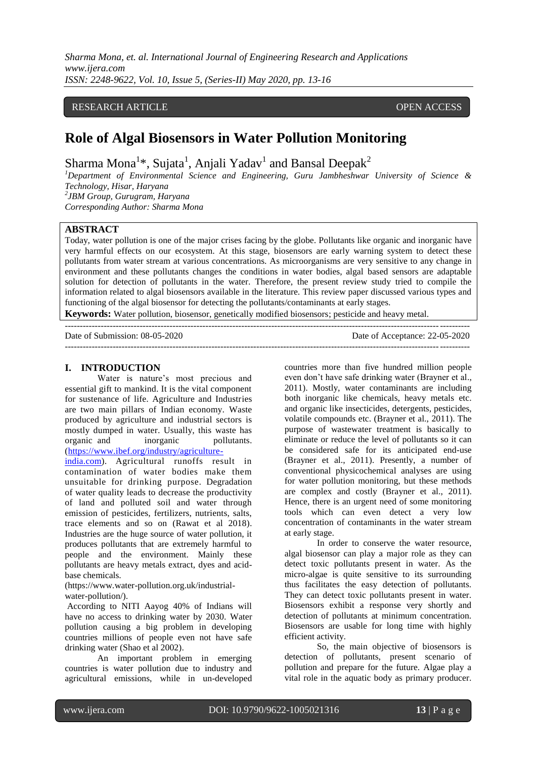RESEARCH ARTICLE OPEN ACCESS

# Role of Algal Biosensors in Water Pollution Monitoring

Sharma Mona[1]*, Sujata[1], Anjali Yadav[1] and Bansal Deepak[2]

[1]*Department of Environmental Science and Engineering, Guru Jambheshwar University of Science & Technology, Hisar, Haryana*
[2]*JBM Group, Gurugram, Haryana*
*Corresponding Author: Sharma Mona*

## ABSTRACT

Today, water pollution is one of the major crises facing by the globe. Pollutants like organic and inorganic have very harmful effects on our ecosystem. At this stage, biosensors are early warning system to detect these pollutants from water stream at various concentrations. As microorganisms are very sensitive to any change in environment and these pollutants changes the conditions in water bodies, algal based sensors are adaptable solution for detection of pollutants in the water. Therefore, the present review study tried to compile the information related to algal biosensors available in the literature. This review paper discussed various types and functioning of the algal biosensor for detecting the pollutants/contaminants at early stages.

**Keywords:** Water pollution, biosensor, genetically modified biosensors; pesticide and heavy metal.

---

Date of Submission: 08-05-2020 Date of Acceptance: 22-05-2020

---

## I. INTRODUCTION

Water is nature's most precious and essential gift to mankind. It is the vital component for sustenance of life. Agriculture and Industries are two main pillars of Indian economy. Waste produced by agriculture and industrial sectors is mostly dumped in water. Usually, this waste has organic and inorganic pollutants. (https://www.ibef.org/industry/agriculture-india.com). Agricultural runoffs result in contamination of water bodies make them unsuitable for drinking purpose. Degradation of water quality leads to decrease the productivity of land and polluted soil and water through emission of pesticides, fertilizers, nutrients, salts, trace elements and so on (Rawat et al 2018). Industries are the huge source of water pollution, it produces pollutants that are extremely harmful to people and the environment. Mainly these pollutants are heavy metals extract, dyes and acid-base chemicals.
(https://www.water-pollution.org.uk/industrial-water-pollution/).

According to NITI Aayog 40% of Indians will have no access to drinking water by 2030. Water pollution causing a big problem in developing countries millions of people even not have safe drinking water (Shao et al 2002).

An important problem in emerging countries is water pollution due to industry and agricultural emissions, while in un-developed countries more than five hundred million people even don't have safe drinking water (Brayner et al., 2011). Mostly, water contaminants are including both inorganic like chemicals, heavy metals etc. and organic like insecticides, detergents, pesticides, volatile compounds etc. (Brayner et al., 2011). The purpose of wastewater treatment is basically to eliminate or reduce the level of pollutants so it can be considered safe for its anticipated end-use (Brayner et al., 2011). Presently, a number of conventional physicochemical analyses are using for water pollution monitoring, but these methods are complex and costly (Brayner et al., 2011). Hence, there is an urgent need of some monitoring tools which can even detect a very low concentration of contaminants in the water stream at early stage.

In order to conserve the water resource, algal biosensor can play a major role as they can detect toxic pollutants present in water. As the micro-algae is quite sensitive to its surrounding thus facilitates the easy detection of pollutants. They can detect toxic pollutants present in water. Biosensors exhibit a response very shortly and detection of pollutants at minimum concentration. Biosensors are usable for long time with highly efficient activity.

So, the main objective of biosensors is detection of pollutants, present scenario of pollution and prepare for the future. Algae play a vital role in the aquatic body as primary producer.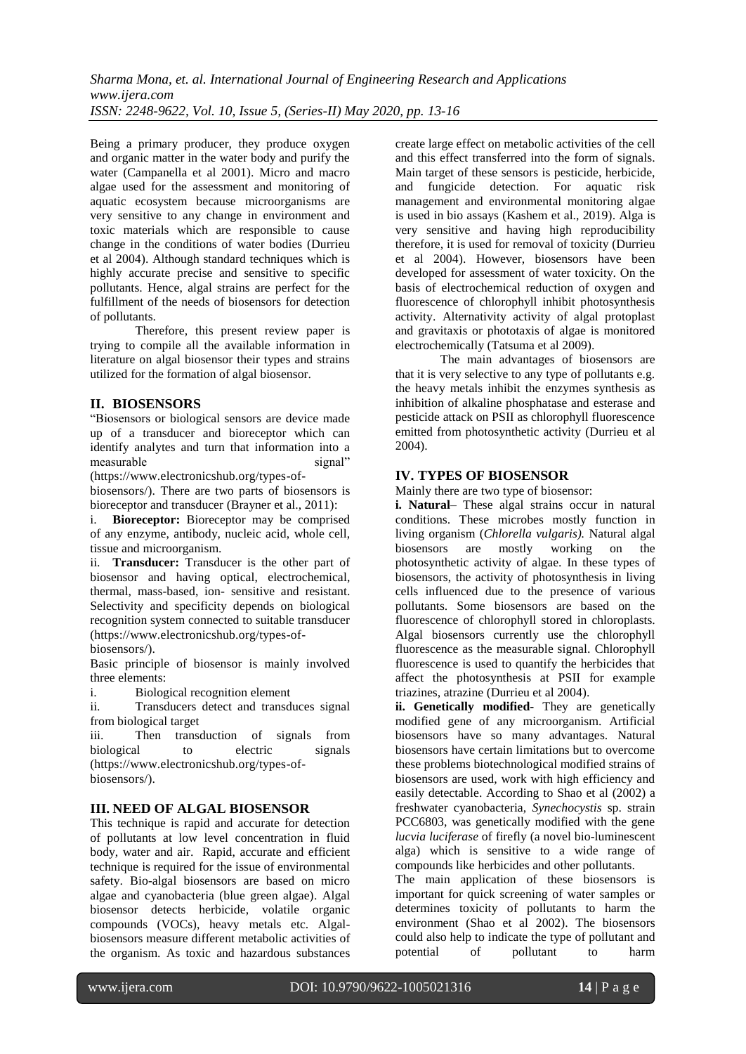Being a primary producer, they produce oxygen and organic matter in the water body and purify the water (Campanella et al 2001). Micro and macro algae used for the assessment and monitoring of aquatic ecosystem because microorganisms are very sensitive to any change in environment and toxic materials which are responsible to cause change in the conditions of water bodies (Durrieu et al 2004). Although standard techniques which is highly accurate precise and sensitive to specific pollutants. Hence, algal strains are perfect for the fulfillment of the needs of biosensors for detection of pollutants.

Therefore, this present review paper is trying to compile all the available information in literature on algal biosensor their types and strains utilized for the formation of algal biosensor.

## II. BIOSENSORS

"Biosensors or biological sensors are device made up of a transducer and bioreceptor which can identify analytes and turn that information into a measurable signal" (https://www.electronicshub.org/types-of-biosensors/). There are two parts of biosensors is bioreceptor and transducer (Brayner et al., 2011):

i. **Bioreceptor:** Bioreceptor may be comprised of any enzyme, antibody, nucleic acid, whole cell, tissue and microorganism.

ii. **Transducer:** Transducer is the other part of biosensor and having optical, electrochemical, thermal, mass-based, ion- sensitive and resistant. Selectivity and specificity depends on biological recognition system connected to suitable transducer (https://www.electronicshub.org/types-of-biosensors/).

Basic principle of biosensor is mainly involved three elements:

i. Biological recognition element

ii. Transducers detect and transduces signal from biological target

iii. Then transduction of signals from biological to electric signals (https://www.electronicshub.org/types-of-biosensors/).

## III. NEED OF ALGAL BIOSENSOR

This technique is rapid and accurate for detection of pollutants at low level concentration in fluid body, water and air. Rapid, accurate and efficient technique is required for the issue of environmental safety. Bio-algal biosensors are based on micro algae and cyanobacteria (blue green algae). Algal biosensor detects herbicide, volatile organic compounds (VOCs), heavy metals etc. Algal-biosensors measure different metabolic activities of the organism. As toxic and hazardous substances create large effect on metabolic activities of the cell and this effect transferred into the form of signals. Main target of these sensors is pesticide, herbicide, and fungicide detection. For aquatic risk management and environmental monitoring algae is used in bio assays (Kashem et al., 2019). Alga is very sensitive and having high reproducibility therefore, it is used for removal of toxicity (Durrieu et al 2004). However, biosensors have been developed for assessment of water toxicity. On the basis of electrochemical reduction of oxygen and fluorescence of chlorophyll inhibit photosynthesis activity. Alternativity activity of algal protoplast and gravitaxis or phototaxis of algae is monitored electrochemically (Tatsuma et al 2009).

The main advantages of biosensors are that it is very selective to any type of pollutants e.g. the heavy metals inhibit the enzymes synthesis as inhibition of alkaline phosphatase and esterase and pesticide attack on PSII as chlorophyll fluorescence emitted from photosynthetic activity (Durrieu et al 2004).

## IV. TYPES OF BIOSENSOR

Mainly there are two type of biosensor:

**i. Natural**– These algal strains occur in natural conditions. These microbes mostly function in living organism (*Chlorella vulgaris).* Natural algal biosensors are mostly working on the photosynthetic activity of algae. In these types of biosensors, the activity of photosynthesis in living cells influenced due to the presence of various pollutants. Some biosensors are based on the fluorescence of chlorophyll stored in chloroplasts. Algal biosensors currently use the chlorophyll fluorescence as the measurable signal. Chlorophyll fluorescence is used to quantify the herbicides that affect the photosynthesis at PSII for example triazines, atrazine (Durrieu et al 2004).

**ii. Genetically modified-** They are genetically modified gene of any microorganism. Artificial biosensors have so many advantages. Natural biosensors have certain limitations but to overcome these problems biotechnological modified strains of biosensors are used, work with high efficiency and easily detectable. According to Shao et al (2002) a freshwater cyanobacteria, *Synechocystis* sp. strain PCC6803, was genetically modified with the gene *lucvia luciferase* of firefly (a novel bio-luminescent alga) which is sensitive to a wide range of compounds like herbicides and other pollutants.

The main application of these biosensors is important for quick screening of water samples or determines toxicity of pollutants to harm the environment (Shao et al 2002). The biosensors could also help to indicate the type of pollutant and potential of pollutant to harm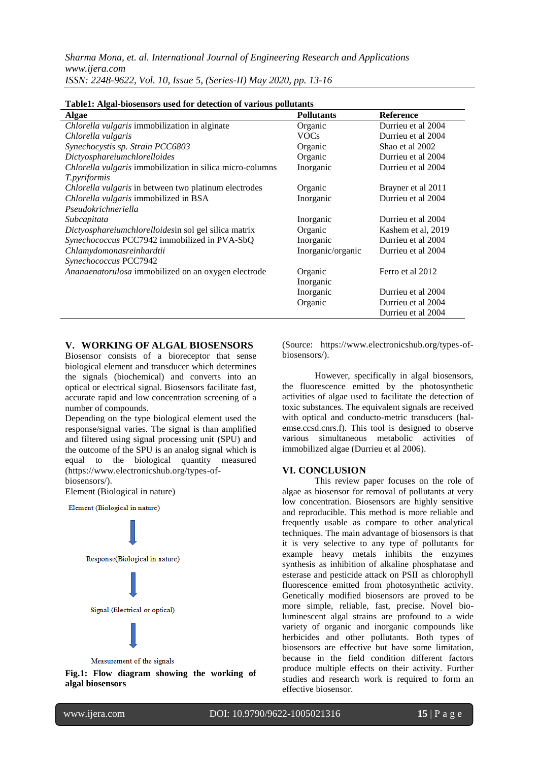**Table1: Algal-biosensors used for detection of various pollutants**

| Algae | Pollutants | Reference |
|---|---|---|
| *Chlorella vulgaris* immobilization in alginate | Organic | Durrieu et al 2004 |
| *Chlorella vulgaris* | VOCs | Durrieu et al 2004 |
| *Synechocystis sp. Strain PCC6803* | Organic | Shao et al 2002 |
| *Dictyosphareiumchlorelloides* | Organic | Durrieu et al 2004 |
| *Chlorella vulgaris* immobilization in silica micro-columns | Inorganic | Durrieu et al 2004 |
| *T.pyriformis* | | |
| *Chlorella vulgaris* in between two platinum electrodes | Organic | Brayner et al 2011 |
| *Chlorella vulgaris* immobilized in BSA | Inorganic | Durrieu et al 2004 |
| *Pseudokrichneriella* | | |
| *Subcapitata* | Inorganic | Durrieu et al 2004 |
| *Dictyosphareiumchlorelloides*in sol gel silica matrix | Organic | Kashem et al, 2019 |
| *Synechococcus* PCC7942 immobilized in PVA-SbQ | Inorganic | Durrieu et al 2004 |
| *Chlamydomonasreinhardtii* | Inorganic/organic | Durrieu et al 2004 |
| *Synechococcus* PCC7942 | | |
| *Ananaenatorulosa* immobilized on an oxygen electrode | Organic | Ferro et al 2012 |
| | Inorganic | |
| | Inorganic | Durrieu et al 2004 |
| | Organic | Durrieu et al 2004 |
| | | Durrieu et al 2004 |

## V. WORKING OF ALGAL BIOSENSORS

Biosensor consists of a bioreceptor that sense biological element and transducer which determines the signals (biochemical) and converts into an optical or electrical signal. Biosensors facilitate fast, accurate rapid and low concentration screening of a number of compounds.

Depending on the type biological element used the response/signal varies. The signal is than amplified and filtered using signal processing unit (SPU) and the outcome of the SPU is an analog signal which is equal to the biological quantity measured (https://www.electronicshub.org/types-of-biosensors/).

Element (Biological in nature)

Element (Biological in nature)

↓

Response(Biological in nature)

↓

Signal (Electrical or optical)

↓

Measurement of the signals

**Fig.1: Flow diagram showing the working of algal biosensors**

(Source: https://www.electronicshub.org/types-of-biosensors/).

However, specifically in algal biosensors, the fluorescence emitted by the photosynthetic activities of algae used to facilitate the detection of toxic substances. The equivalent signals are received with optical and conducto-metric transducers (hal-emse.ccsd.cnrs.f). This tool is designed to observe various simultaneous metabolic activities of immobilized algae (Durrieu et al 2006).

## VI. CONCLUSION

This review paper focuses on the role of algae as biosensor for removal of pollutants at very low concentration. Biosensors are highly sensitive and reproducible. This method is more reliable and frequently usable as compare to other analytical techniques. The main advantage of biosensors is that it is very selective to any type of pollutants for example heavy metals inhibits the enzymes synthesis as inhibition of alkaline phosphatase and esterase and pesticide attack on PSII as chlorophyll fluorescence emitted from photosynthetic activity. Genetically modified biosensors are proved to be more simple, reliable, fast, precise. Novel bio-luminescent algal strains are profound to a wide variety of organic and inorganic compounds like herbicides and other pollutants. Both types of biosensors are effective but have some limitation, because in the field condition different factors produce multiple effects on their activity. Further studies and research work is required to form an effective biosensor.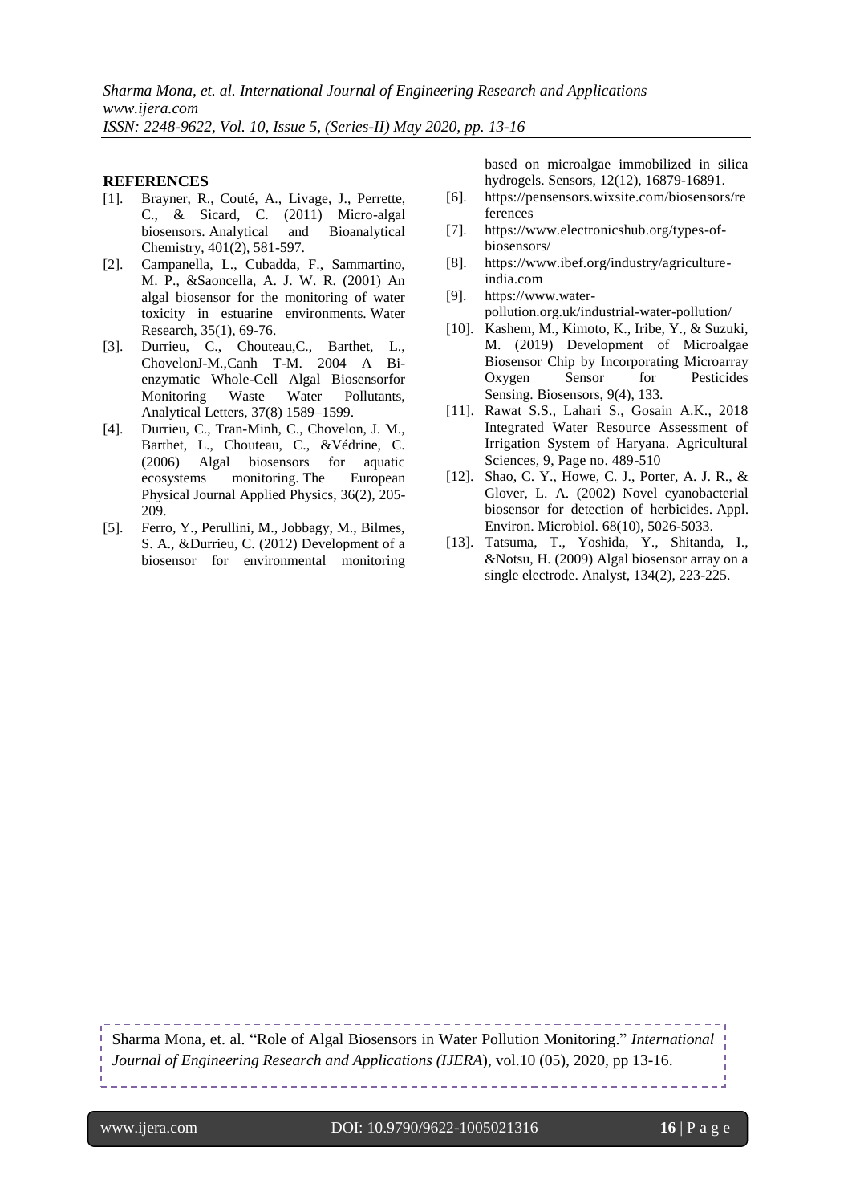## REFERENCES

[1]. Brayner, R., Couté, A., Livage, J., Perrette, C., & Sicard, C. (2011) Micro-algal biosensors. Analytical and Bioanalytical Chemistry, 401(2), 581-597.

[2]. Campanella, L., Cubadda, F., Sammartino, M. P., &Saoncella, A. J. W. R. (2001) An algal biosensor for the monitoring of water toxicity in estuarine environments. Water Research, 35(1), 69-76.

[3]. Durrieu, C., Chouteau,C., Barthet, L., ChovelonJ-M.,Canh T-M. 2004 A Bi-enzymatic Whole-Cell Algal Biosensorfor Monitoring Waste Water Pollutants, Analytical Letters, 37(8) 1589–1599.

[4]. Durrieu, C., Tran-Minh, C., Chovelon, J. M., Barthet, L., Chouteau, C., &Védrine, C. (2006) Algal biosensors for aquatic ecosystems monitoring. The European Physical Journal Applied Physics, 36(2), 205-209.

[5]. Ferro, Y., Perullini, M., Jobbagy, M., Bilmes, S. A., &Durrieu, C. (2012) Development of a biosensor for environmental monitoring based on microalgae immobilized in silica hydrogels. Sensors, 12(12), 16879-16891.

[6]. https://pensensors.wixsite.com/biosensors/references

[7]. https://www.electronicshub.org/types-of-biosensors/

[8]. https://www.ibef.org/industry/agriculture-india.com

[9]. https://www.water-pollution.org.uk/industrial-water-pollution/

[10]. Kashem, M., Kimoto, K., Iribe, Y., & Suzuki, M. (2019) Development of Microalgae Biosensor Chip by Incorporating Microarray Oxygen Sensor for Pesticides Sensing. Biosensors, 9(4), 133.

[11]. Rawat S.S., Lahari S., Gosain A.K., 2018 Integrated Water Resource Assessment of Irrigation System of Haryana. Agricultural Sciences, 9, Page no. 489-510

[12]. Shao, C. Y., Howe, C. J., Porter, A. J. R., & Glover, L. A. (2002) Novel cyanobacterial biosensor for detection of herbicides. Appl. Environ. Microbiol. 68(10), 5026-5033.

[13]. Tatsuma, T., Yoshida, Y., Shitanda, I., &Notsu, H. (2009) Algal biosensor array on a single electrode. Analyst, 134(2), 223-225.

Sharma Mona, et. al. "Role of Algal Biosensors in Water Pollution Monitoring." *International Journal of Engineering Research and Applications (IJERA*), vol.10 (05), 2020, pp 13-16.